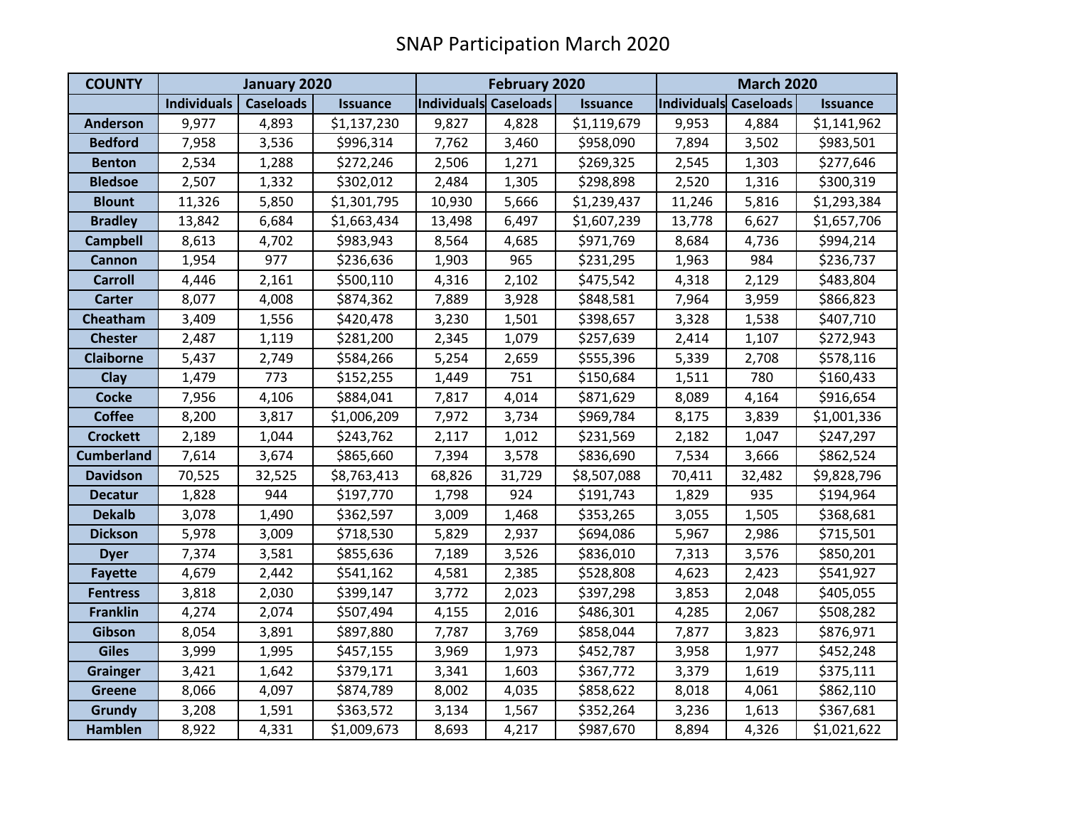# SNAP Participation March 2020

| COUNTY | January 2020 | | | February 2020 | | | March 2020 | | |
|---|---|---|---|---|---|---|---|---|---|
| | Individuals | Caseloads | Issuance | Individuals | Caseloads | Issuance | Individuals | Caseloads | Issuance |
| Anderson | 9,977 | 4,893 | $1,137,230 | 9,827 | 4,828 | $1,119,679 | 9,953 | 4,884 | $1,141,962 |
| Bedford | 7,958 | 3,536 | $996,314 | 7,762 | 3,460 | $958,090 | 7,894 | 3,502 | $983,501 |
| Benton | 2,534 | 1,288 | $272,246 | 2,506 | 1,271 | $269,325 | 2,545 | 1,303 | $277,646 |
| Bledsoe | 2,507 | 1,332 | $302,012 | 2,484 | 1,305 | $298,898 | 2,520 | 1,316 | $300,319 |
| Blount | 11,326 | 5,850 | $1,301,795 | 10,930 | 5,666 | $1,239,437 | 11,246 | 5,816 | $1,293,384 |
| Bradley | 13,842 | 6,684 | $1,663,434 | 13,498 | 6,497 | $1,607,239 | 13,778 | 6,627 | $1,657,706 |
| Campbell | 8,613 | 4,702 | $983,943 | 8,564 | 4,685 | $971,769 | 8,684 | 4,736 | $994,214 |
| Cannon | 1,954 | 977 | $236,636 | 1,903 | 965 | $231,295 | 1,963 | 984 | $236,737 |
| Carroll | 4,446 | 2,161 | $500,110 | 4,316 | 2,102 | $475,542 | 4,318 | 2,129 | $483,804 |
| Carter | 8,077 | 4,008 | $874,362 | 7,889 | 3,928 | $848,581 | 7,964 | 3,959 | $866,823 |
| Cheatham | 3,409 | 1,556 | $420,478 | 3,230 | 1,501 | $398,657 | 3,328 | 1,538 | $407,710 |
| Chester | 2,487 | 1,119 | $281,200 | 2,345 | 1,079 | $257,639 | 2,414 | 1,107 | $272,943 |
| Claiborne | 5,437 | 2,749 | $584,266 | 5,254 | 2,659 | $555,396 | 5,339 | 2,708 | $578,116 |
| Clay | 1,479 | 773 | $152,255 | 1,449 | 751 | $150,684 | 1,511 | 780 | $160,433 |
| Cocke | 7,956 | 4,106 | $884,041 | 7,817 | 4,014 | $871,629 | 8,089 | 4,164 | $916,654 |
| Coffee | 8,200 | 3,817 | $1,006,209 | 7,972 | 3,734 | $969,784 | 8,175 | 3,839 | $1,001,336 |
| Crockett | 2,189 | 1,044 | $243,762 | 2,117 | 1,012 | $231,569 | 2,182 | 1,047 | $247,297 |
| Cumberland | 7,614 | 3,674 | $865,660 | 7,394 | 3,578 | $836,690 | 7,534 | 3,666 | $862,524 |
| Davidson | 70,525 | 32,525 | $8,763,413 | 68,826 | 31,729 | $8,507,088 | 70,411 | 32,482 | $9,828,796 |
| Decatur | 1,828 | 944 | $197,770 | 1,798 | 924 | $191,743 | 1,829 | 935 | $194,964 |
| Dekalb | 3,078 | 1,490 | $362,597 | 3,009 | 1,468 | $353,265 | 3,055 | 1,505 | $368,681 |
| Dickson | 5,978 | 3,009 | $718,530 | 5,829 | 2,937 | $694,086 | 5,967 | 2,986 | $715,501 |
| Dyer | 7,374 | 3,581 | $855,636 | 7,189 | 3,526 | $836,010 | 7,313 | 3,576 | $850,201 |
| Fayette | 4,679 | 2,442 | $541,162 | 4,581 | 2,385 | $528,808 | 4,623 | 2,423 | $541,927 |
| Fentress | 3,818 | 2,030 | $399,147 | 3,772 | 2,023 | $397,298 | 3,853 | 2,048 | $405,055 |
| Franklin | 4,274 | 2,074 | $507,494 | 4,155 | 2,016 | $486,301 | 4,285 | 2,067 | $508,282 |
| Gibson | 8,054 | 3,891 | $897,880 | 7,787 | 3,769 | $858,044 | 7,877 | 3,823 | $876,971 |
| Giles | 3,999 | 1,995 | $457,155 | 3,969 | 1,973 | $452,787 | 3,958 | 1,977 | $452,248 |
| Grainger | 3,421 | 1,642 | $379,171 | 3,341 | 1,603 | $367,772 | 3,379 | 1,619 | $375,111 |
| Greene | 8,066 | 4,097 | $874,789 | 8,002 | 4,035 | $858,622 | 8,018 | 4,061 | $862,110 |
| Grundy | 3,208 | 1,591 | $363,572 | 3,134 | 1,567 | $352,264 | 3,236 | 1,613 | $367,681 |
| Hamblen | 8,922 | 4,331 | $1,009,673 | 8,693 | 4,217 | $987,670 | 8,894 | 4,326 | $1,021,622 |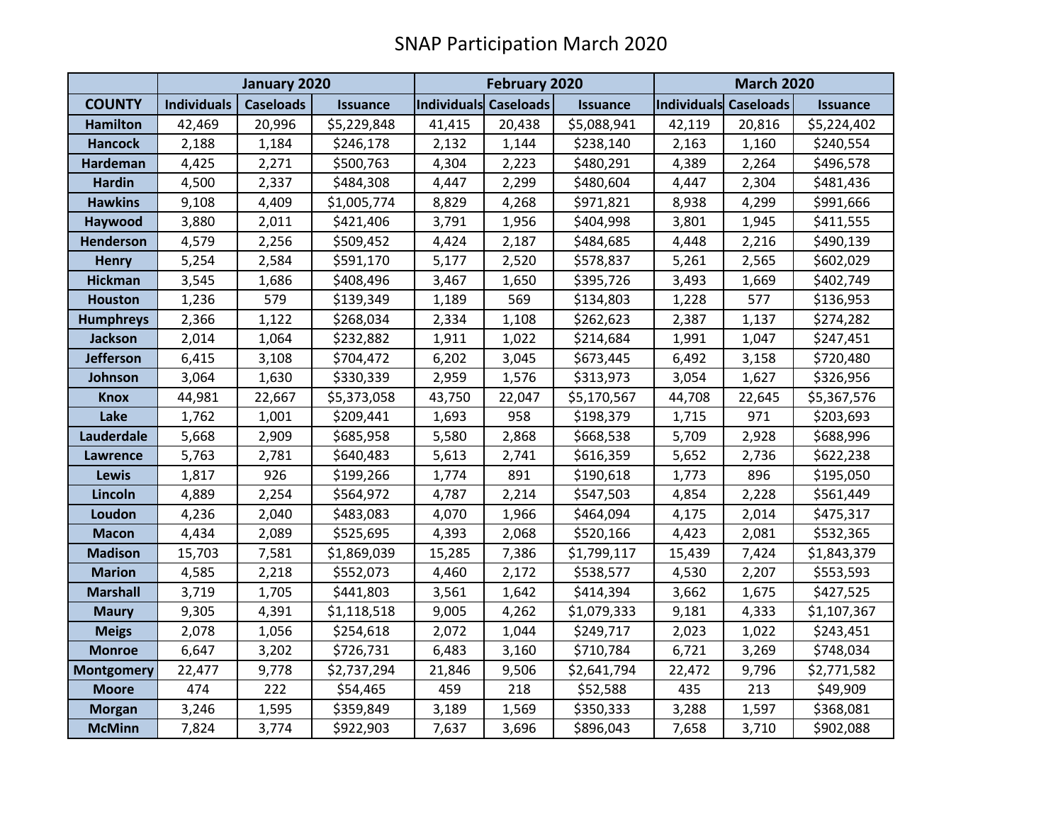# SNAP Participation March 2020

| | January 2020 | | | February 2020 | | | March 2020 | | |
|---|---|---|---|---|---|---|---|---|---|
| COUNTY | Individuals | Caseloads | Issuance | Individuals | Caseloads | Issuance | Individuals | Caseloads | Issuance |
| Hamilton | 42,469 | 20,996 | $5,229,848 | 41,415 | 20,438 | $5,088,941 | 42,119 | 20,816 | $5,224,402 |
| Hancock | 2,188 | 1,184 | $246,178 | 2,132 | 1,144 | $238,140 | 2,163 | 1,160 | $240,554 |
| Hardeman | 4,425 | 2,271 | $500,763 | 4,304 | 2,223 | $480,291 | 4,389 | 2,264 | $496,578 |
| Hardin | 4,500 | 2,337 | $484,308 | 4,447 | 2,299 | $480,604 | 4,447 | 2,304 | $481,436 |
| Hawkins | 9,108 | 4,409 | $1,005,774 | 8,829 | 4,268 | $971,821 | 8,938 | 4,299 | $991,666 |
| Haywood | 3,880 | 2,011 | $421,406 | 3,791 | 1,956 | $404,998 | 3,801 | 1,945 | $411,555 |
| Henderson | 4,579 | 2,256 | $509,452 | 4,424 | 2,187 | $484,685 | 4,448 | 2,216 | $490,139 |
| Henry | 5,254 | 2,584 | $591,170 | 5,177 | 2,520 | $578,837 | 5,261 | 2,565 | $602,029 |
| Hickman | 3,545 | 1,686 | $408,496 | 3,467 | 1,650 | $395,726 | 3,493 | 1,669 | $402,749 |
| Houston | 1,236 | 579 | $139,349 | 1,189 | 569 | $134,803 | 1,228 | 577 | $136,953 |
| Humphreys | 2,366 | 1,122 | $268,034 | 2,334 | 1,108 | $262,623 | 2,387 | 1,137 | $274,282 |
| Jackson | 2,014 | 1,064 | $232,882 | 1,911 | 1,022 | $214,684 | 1,991 | 1,047 | $247,451 |
| Jefferson | 6,415 | 3,108 | $704,472 | 6,202 | 3,045 | $673,445 | 6,492 | 3,158 | $720,480 |
| Johnson | 3,064 | 1,630 | $330,339 | 2,959 | 1,576 | $313,973 | 3,054 | 1,627 | $326,956 |
| Knox | 44,981 | 22,667 | $5,373,058 | 43,750 | 22,047 | $5,170,567 | 44,708 | 22,645 | $5,367,576 |
| Lake | 1,762 | 1,001 | $209,441 | 1,693 | 958 | $198,379 | 1,715 | 971 | $203,693 |
| Lauderdale | 5,668 | 2,909 | $685,958 | 5,580 | 2,868 | $668,538 | 5,709 | 2,928 | $688,996 |
| Lawrence | 5,763 | 2,781 | $640,483 | 5,613 | 2,741 | $616,359 | 5,652 | 2,736 | $622,238 |
| Lewis | 1,817 | 926 | $199,266 | 1,774 | 891 | $190,618 | 1,773 | 896 | $195,050 |
| Lincoln | 4,889 | 2,254 | $564,972 | 4,787 | 2,214 | $547,503 | 4,854 | 2,228 | $561,449 |
| Loudon | 4,236 | 2,040 | $483,083 | 4,070 | 1,966 | $464,094 | 4,175 | 2,014 | $475,317 |
| Macon | 4,434 | 2,089 | $525,695 | 4,393 | 2,068 | $520,166 | 4,423 | 2,081 | $532,365 |
| Madison | 15,703 | 7,581 | $1,869,039 | 15,285 | 7,386 | $1,799,117 | 15,439 | 7,424 | $1,843,379 |
| Marion | 4,585 | 2,218 | $552,073 | 4,460 | 2,172 | $538,577 | 4,530 | 2,207 | $553,593 |
| Marshall | 3,719 | 1,705 | $441,803 | 3,561 | 1,642 | $414,394 | 3,662 | 1,675 | $427,525 |
| Maury | 9,305 | 4,391 | $1,118,518 | 9,005 | 4,262 | $1,079,333 | 9,181 | 4,333 | $1,107,367 |
| Meigs | 2,078 | 1,056 | $254,618 | 2,072 | 1,044 | $249,717 | 2,023 | 1,022 | $243,451 |
| Monroe | 6,647 | 3,202 | $726,731 | 6,483 | 3,160 | $710,784 | 6,721 | 3,269 | $748,034 |
| Montgomery | 22,477 | 9,778 | $2,737,294 | 21,846 | 9,506 | $2,641,794 | 22,472 | 9,796 | $2,771,582 |
| Moore | 474 | 222 | $54,465 | 459 | 218 | $52,588 | 435 | 213 | $49,909 |
| Morgan | 3,246 | 1,595 | $359,849 | 3,189 | 1,569 | $350,333 | 3,288 | 1,597 | $368,081 |
| McMinn | 7,824 | 3,774 | $922,903 | 7,637 | 3,696 | $896,043 | 7,658 | 3,710 | $902,088 |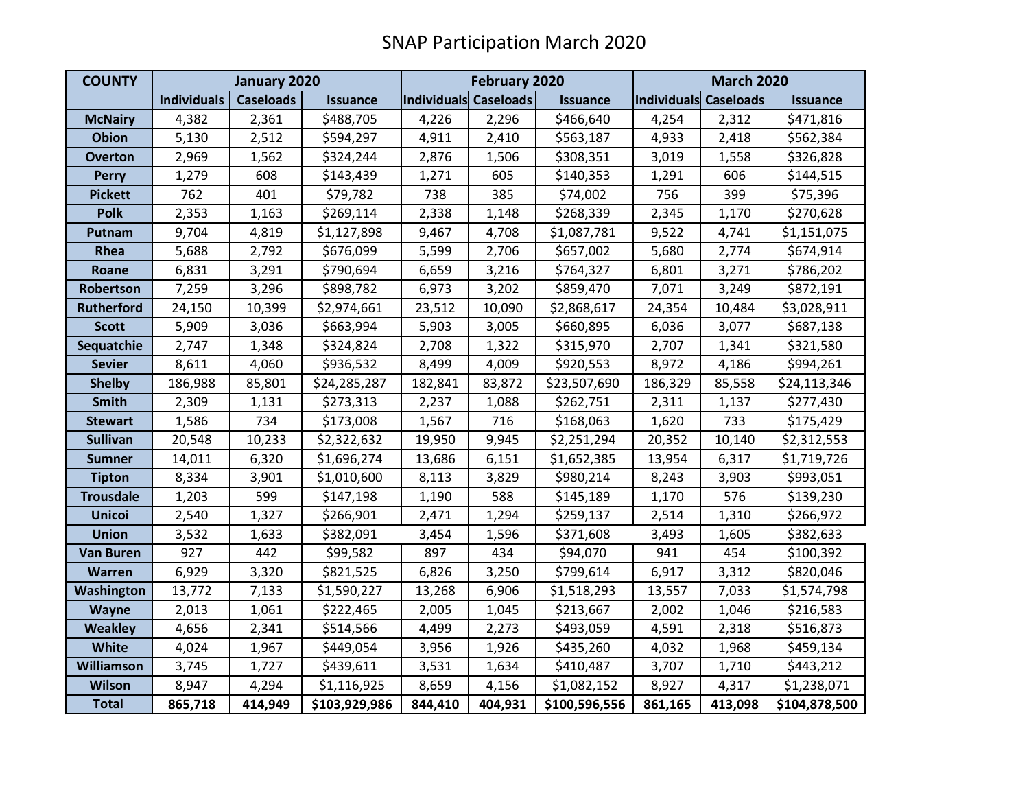# SNAP Participation March 2020

| COUNTY | January 2020 | | | February 2020 | | | March 2020 | | |
|---|---|---|---|---|---|---|---|---|---|
| | Individuals | Caseloads | Issuance | Individuals | Caseloads | Issuance | Individuals | Caseloads | Issuance |
| McNairy | 4,382 | 2,361 | $488,705 | 4,226 | 2,296 | $466,640 | 4,254 | 2,312 | $471,816 |
| Obion | 5,130 | 2,512 | $594,297 | 4,911 | 2,410 | $563,187 | 4,933 | 2,418 | $562,384 |
| Overton | 2,969 | 1,562 | $324,244 | 2,876 | 1,506 | $308,351 | 3,019 | 1,558 | $326,828 |
| Perry | 1,279 | 608 | $143,439 | 1,271 | 605 | $140,353 | 1,291 | 606 | $144,515 |
| Pickett | 762 | 401 | $79,782 | 738 | 385 | $74,002 | 756 | 399 | $75,396 |
| Polk | 2,353 | 1,163 | $269,114 | 2,338 | 1,148 | $268,339 | 2,345 | 1,170 | $270,628 |
| Putnam | 9,704 | 4,819 | $1,127,898 | 9,467 | 4,708 | $1,087,781 | 9,522 | 4,741 | $1,151,075 |
| Rhea | 5,688 | 2,792 | $676,099 | 5,599 | 2,706 | $657,002 | 5,680 | 2,774 | $674,914 |
| Roane | 6,831 | 3,291 | $790,694 | 6,659 | 3,216 | $764,327 | 6,801 | 3,271 | $786,202 |
| Robertson | 7,259 | 3,296 | $898,782 | 6,973 | 3,202 | $859,470 | 7,071 | 3,249 | $872,191 |
| Rutherford | 24,150 | 10,399 | $2,974,661 | 23,512 | 10,090 | $2,868,617 | 24,354 | 10,484 | $3,028,911 |
| Scott | 5,909 | 3,036 | $663,994 | 5,903 | 3,005 | $660,895 | 6,036 | 3,077 | $687,138 |
| Sequatchie | 2,747 | 1,348 | $324,824 | 2,708 | 1,322 | $315,970 | 2,707 | 1,341 | $321,580 |
| Sevier | 8,611 | 4,060 | $936,532 | 8,499 | 4,009 | $920,553 | 8,972 | 4,186 | $994,261 |
| Shelby | 186,988 | 85,801 | $24,285,287 | 182,841 | 83,872 | $23,507,690 | 186,329 | 85,558 | $24,113,346 |
| Smith | 2,309 | 1,131 | $273,313 | 2,237 | 1,088 | $262,751 | 2,311 | 1,137 | $277,430 |
| Stewart | 1,586 | 734 | $173,008 | 1,567 | 716 | $168,063 | 1,620 | 733 | $175,429 |
| Sullivan | 20,548 | 10,233 | $2,322,632 | 19,950 | 9,945 | $2,251,294 | 20,352 | 10,140 | $2,312,553 |
| Sumner | 14,011 | 6,320 | $1,696,274 | 13,686 | 6,151 | $1,652,385 | 13,954 | 6,317 | $1,719,726 |
| Tipton | 8,334 | 3,901 | $1,010,600 | 8,113 | 3,829 | $980,214 | 8,243 | 3,903 | $993,051 |
| Trousdale | 1,203 | 599 | $147,198 | 1,190 | 588 | $145,189 | 1,170 | 576 | $139,230 |
| Unicoi | 2,540 | 1,327 | $266,901 | 2,471 | 1,294 | $259,137 | 2,514 | 1,310 | $266,972 |
| Union | 3,532 | 1,633 | $382,091 | 3,454 | 1,596 | $371,608 | 3,493 | 1,605 | $382,633 |
| Van Buren | 927 | 442 | $99,582 | 897 | 434 | $94,070 | 941 | 454 | $100,392 |
| Warren | 6,929 | 3,320 | $821,525 | 6,826 | 3,250 | $799,614 | 6,917 | 3,312 | $820,046 |
| Washington | 13,772 | 7,133 | $1,590,227 | 13,268 | 6,906 | $1,518,293 | 13,557 | 7,033 | $1,574,798 |
| Wayne | 2,013 | 1,061 | $222,465 | 2,005 | 1,045 | $213,667 | 2,002 | 1,046 | $216,583 |
| Weakley | 4,656 | 2,341 | $514,566 | 4,499 | 2,273 | $493,059 | 4,591 | 2,318 | $516,873 |
| White | 4,024 | 1,967 | $449,054 | 3,956 | 1,926 | $435,260 | 4,032 | 1,968 | $459,134 |
| Williamson | 3,745 | 1,727 | $439,611 | 3,531 | 1,634 | $410,487 | 3,707 | 1,710 | $443,212 |
| Wilson | 8,947 | 4,294 | $1,116,925 | 8,659 | 4,156 | $1,082,152 | 8,927 | 4,317 | $1,238,071 |
| **Total** | **865,718** | **414,949** | **$103,929,986** | **844,410** | **404,931** | **$100,596,556** | **861,165** | **413,098** | **$104,878,500** |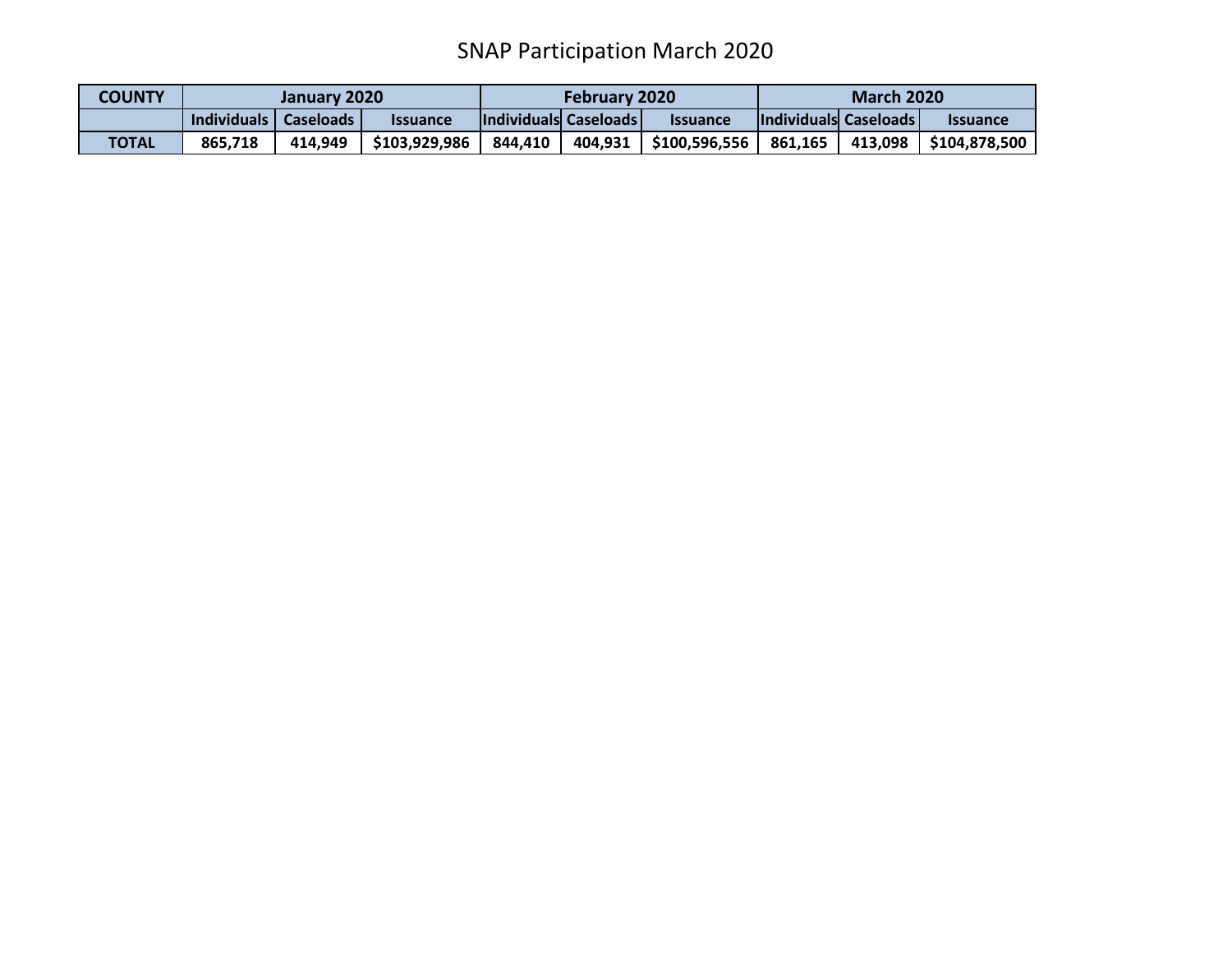# SNAP Participation March 2020

| COUNTY | January 2020 | | | February 2020 | | | March 2020 | | |
|---|---|---|---|---|---|---|---|---|---|
| | Individuals | Caseloads | Issuance | Individuals | Caseloads | Issuance | Individuals | Caseloads | Issuance |
| **TOTAL** | **865,718** | **414,949** | **$103,929,986** | **844,410** | **404,931** | **$100,596,556** | **861,165** | **413,098** | **$104,878,500** |